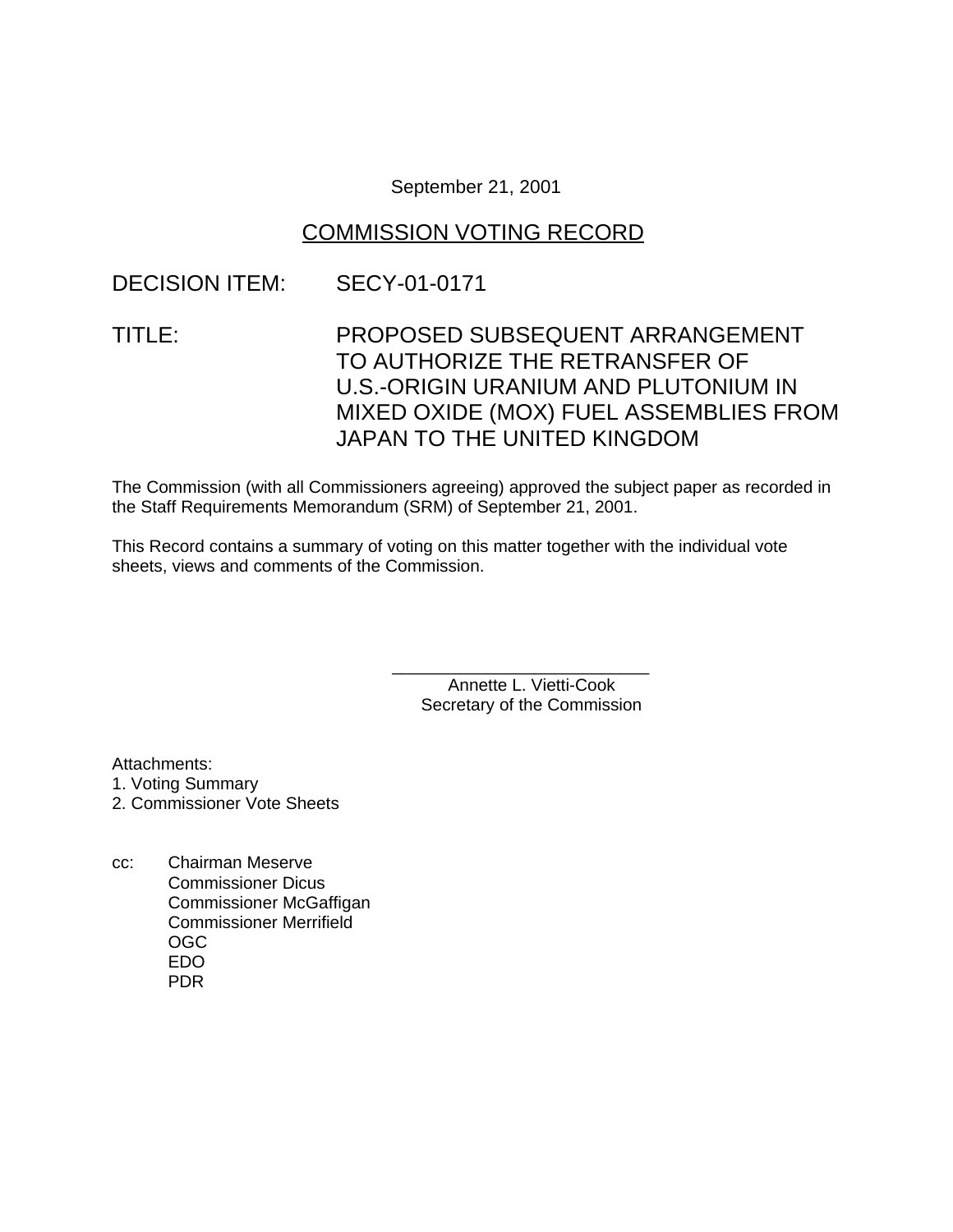September 21, 2001

## COMMISSION VOTING RECORD

DECISION ITEM: SECY-01-0171

TITLE: PROPOSED SUBSEQUENT ARRANGEMENT TO AUTHORIZE THE RETRANSFER OF U.S.-ORIGIN URANIUM AND PLUTONIUM IN MIXED OXIDE (MOX) FUEL ASSEMBLIES FROM JAPAN TO THE UNITED KINGDOM

The Commission (with all Commissioners agreeing) approved the subject paper as recorded in the Staff Requirements Memorandum (SRM) of September 21, 2001.

This Record contains a summary of voting on this matter together with the individual vote sheets, views and comments of the Commission.

\_\_\_\_\_\_\_\_\_\_\_\_\_\_\_\_\_\_\_\_\_\_\_\_\_\_\_
Annette L. Vietti-Cook
Secretary of the Commission

Attachments:
1. Voting Summary
2. Commissioner Vote Sheets

cc: Chairman Meserve
Commissioner Dicus
Commissioner McGaffigan
Commissioner Merrifield
OGC
EDO
PDR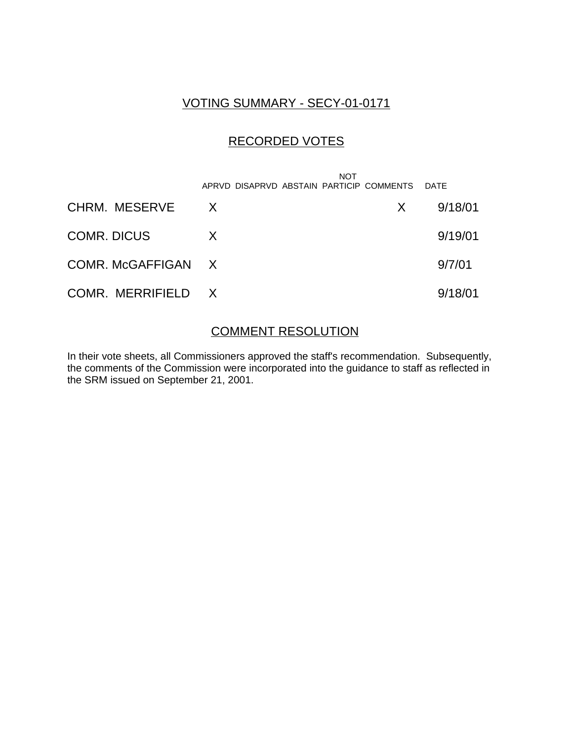# VOTING SUMMARY - SECY-01-0171

## RECORDED VOTES

| | APRVD | DISAPRVD | ABSTAIN | NOT PARTICIP | COMMENTS | DATE |
|---|---|---|---|---|---|---|
| CHRM. MESERVE | X | | | | X | 9/18/01 |
| COMR. DICUS | X | | | | | 9/19/01 |
| COMR. McGAFFIGAN | X | | | | | 9/7/01 |
| COMR. MERRIFIELD | X | | | | | 9/18/01 |

## COMMENT RESOLUTION

In their vote sheets, all Commissioners approved the staff's recommendation. Subsequently, the comments of the Commission were incorporated into the guidance to staff as reflected in the SRM issued on September 21, 2001.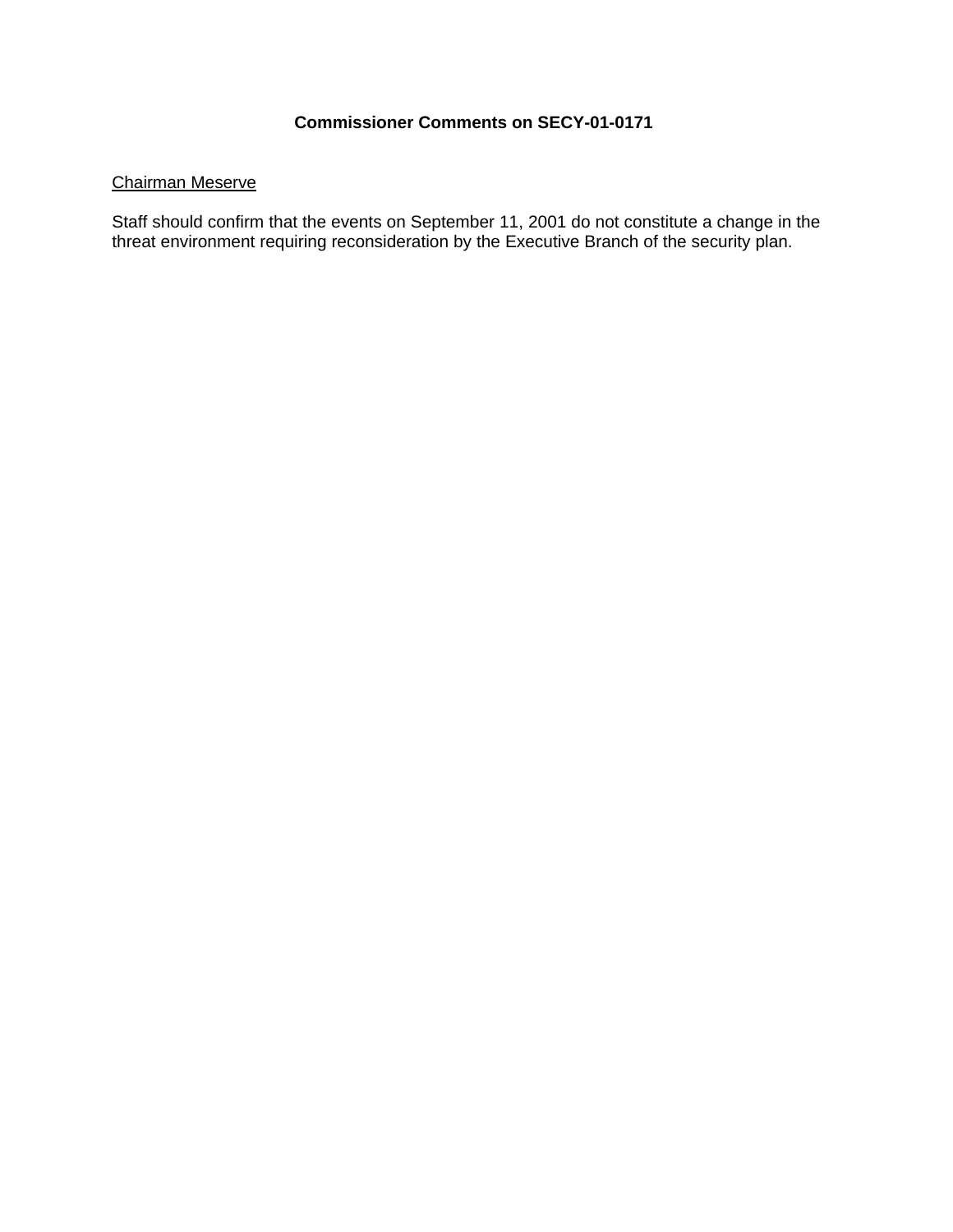**Commissioner Comments on SECY-01-0171**

Chairman Meserve

Staff should confirm that the events on September 11, 2001 do not constitute a change in the threat environment requiring reconsideration by the Executive Branch of the security plan.